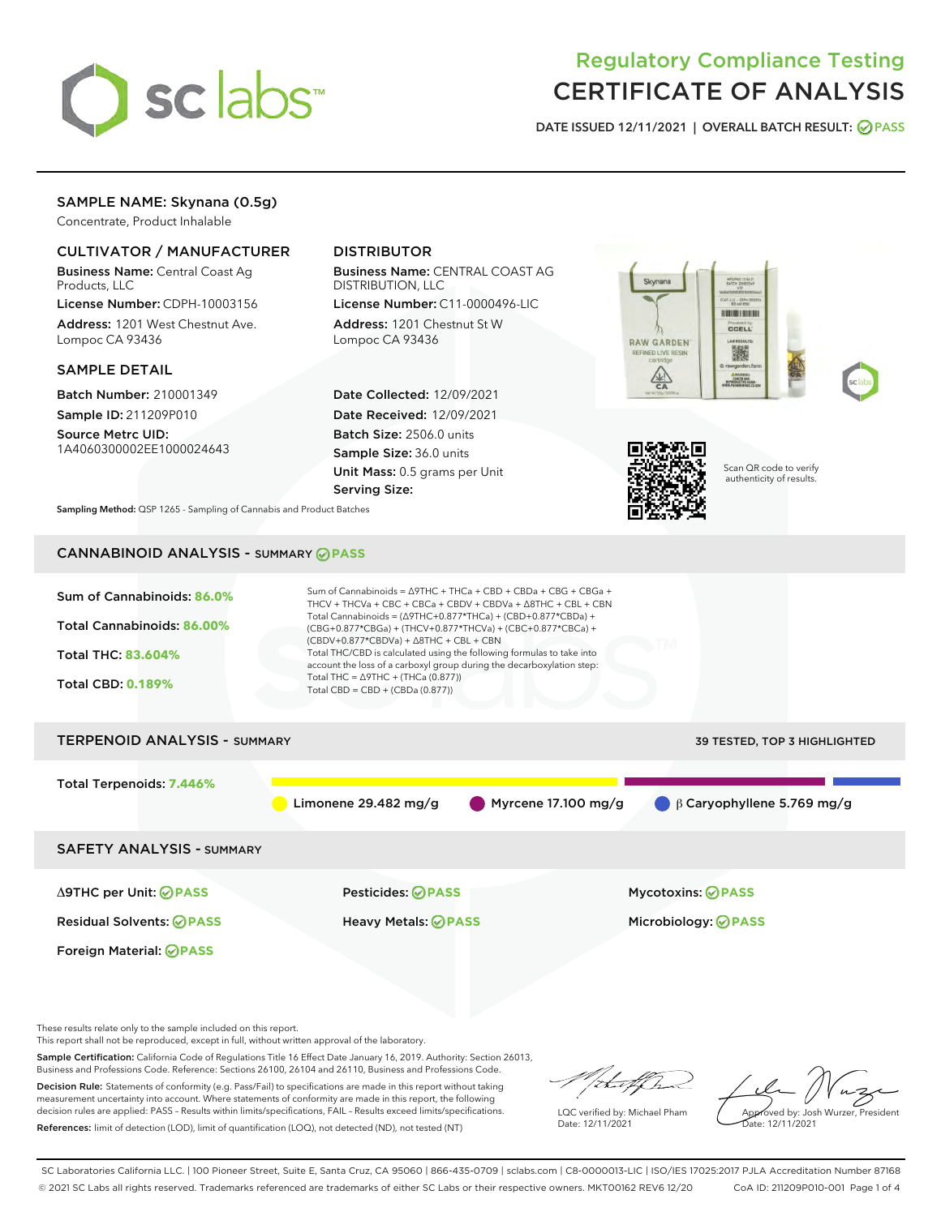# Regulatory Compliance Testing CERTIFICATE OF ANALYSIS

DATE ISSUED 12/11/2021 | OVERALL BATCH RESULT: PASS

## SAMPLE NAME: Skynana (0.5g)

Concentrate, Product Inhalable

### CULTIVATOR / MANUFACTURER

**Business Name:** Central Coast Ag Products, LLC

**License Number:** CDPH-10003156

**Address:** 1201 West Chestnut Ave. Lompoc CA 93436

### DISTRIBUTOR

**Business Name:** CENTRAL COAST AG DISTRIBUTION, LLC

**License Number:** C11-0000496-LIC

**Address:** 1201 Chestnut St W Lompoc CA 93436

### SAMPLE DETAIL

**Batch Number:** 210001349

**Sample ID:** 211209P010

**Source Metrc UID:** 1A4060300002EE1000024643

**Date Collected:** 12/09/2021

**Date Received:** 12/09/2021

**Batch Size:** 2506.0 units

**Sample Size:** 36.0 units

**Unit Mass:** 0.5 grams per Unit

**Serving Size:**

**Sampling Method:** QSP 1265 - Sampling of Cannabis and Product Batches

Scan QR code to verify authenticity of results.

## CANNABINOID ANALYSIS - SUMMARY PASS

**Sum of Cannabinoids:** 86.0%

**Total Cannabinoids:** 86.00%

**Total THC:** 83.604%

**Total CBD:** 0.189%

Sum of Cannabinoids = Δ9THC + THCa + CBD + CBDa + CBG + CBGa + THCV + THCVa + CBC + CBCa + CBDV + CBDVa + Δ8THC + CBL + CBN

Total Cannabinoids = (Δ9THC+0.877*THCa) + (CBD+0.877*CBDa) + (CBG+0.877*CBGa) + (THCV+0.877*THCVa) + (CBC+0.877*CBCa) + (CBDV+0.877*CBDVa) + Δ8THC + CBL + CBN

Total THC/CBD is calculated using the following formulas to take into account the loss of a carboxyl group during the decarboxylation step:

Total THC = Δ9THC + (THCa (0.877))

Total CBD = CBD + (CBDa (0.877))

## TERPENOID ANALYSIS - SUMMARY

39 TESTED, TOP 3 HIGHLIGHTED

**Total Terpenoids:** 7.446%

Limonene 29.482 mg/g | Myrcene 17.100 mg/g | β Caryophyllene 5.769 mg/g

## SAFETY ANALYSIS - SUMMARY

| | | |
|---|---|---|
| Δ9THC per Unit: PASS | Pesticides: PASS | Mycotoxins: PASS |
| Residual Solvents: PASS | Heavy Metals: PASS | Microbiology: PASS |
| Foreign Material: PASS | | |

These results relate only to the sample included on this report.
This report shall not be reproduced, except in full, without written approval of the laboratory.

**Sample Certification:** California Code of Regulations Title 16 Effect Date January 16, 2019. Authority: Section 26013, Business and Professions Code. Reference: Sections 26100, 26104 and 26110, Business and Professions Code.

**Decision Rule:** Statements of conformity (e.g. Pass/Fail) to specifications are made in this report without taking measurement uncertainty into account. Where statements of conformity are made in this report, the following decision rules are applied: PASS – Results within limits/specifications, FAIL – Results exceed limits/specifications.

**References:** limit of detection (LOD), limit of quantification (LOQ), not detected (ND), not tested (NT)

LQC verified by: Michael Pham
Date: 12/11/2021

Approved by: Josh Wurzer, President
Date: 12/11/2021

SC Laboratories California LLC. | 100 Pioneer Street, Suite E, Santa Cruz, CA 95060 | 866-435-0709 | sclabs.com | C8-0000013-LIC | ISO/IES 17025:2017 PJLA Accreditation Number 87168
© 2021 SC Labs all rights reserved. Trademarks referenced are trademarks of either SC Labs or their respective owners. MKT00162 REV6 12/20 CoA ID: 211209P010-001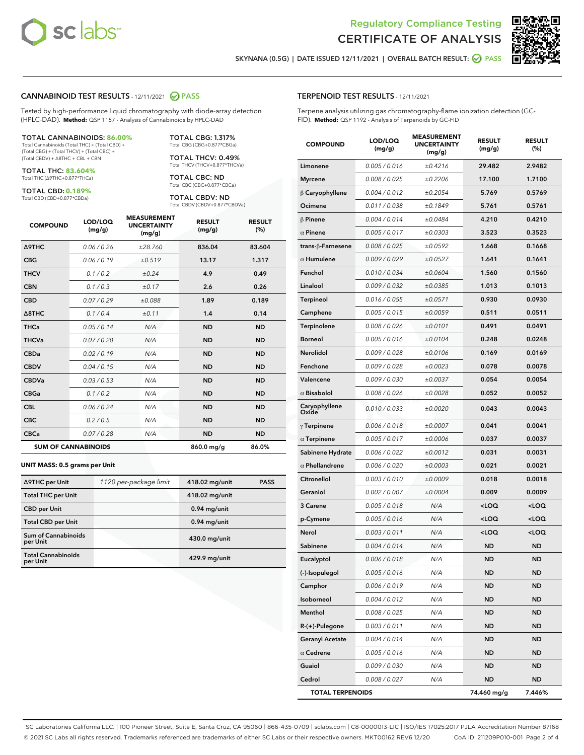Regulatory Compliance Testing
CERTIFICATE OF ANALYSIS

SKYNANA (0.5G) | DATE ISSUED 12/11/2021 | OVERALL BATCH RESULT: PASS

## CANNABINOID TEST RESULTS - 12/11/2021 PASS

Tested by high-performance liquid chromatography with diode-array detection (HPLC-DAD). **Method:** QSP 1157 - Analysis of Cannabinoids by HPLC-DAD

**TOTAL CANNABINOIDS: 86.00%**
Total Cannabinoids (Total THC) + (Total CBD) + (Total CBG) + (Total THCV) + (Total CBC) + (Total CBDV) + Δ8THC + CBL + CBN

**TOTAL THC: 83.604%**
Total THC (Δ9THC+0.877*THCa)

**TOTAL CBD: 0.189%**
Total CBD (CBD+0.877*CBDa)

**TOTAL CBG: 1.317%**
Total CBG (CBG+0.877*CBGa)

**TOTAL THCV: 0.49%**
Total THCV (THCV+0.877*THCVa)

**TOTAL CBC: ND**
Total CBC (CBC+0.877*CBCa)

**TOTAL CBDV: ND**
Total CBDV (CBDV+0.877*CBDVa)

| COMPOUND | LOD/LOQ (mg/g) | MEASUREMENT UNCERTAINTY (mg/g) | RESULT (mg/g) | RESULT (%) |
|---|---|---|---|---|
| Δ9THC | 0.06 / 0.26 | ±28.760 | 836.04 | 83.604 |
| CBG | 0.06 / 0.19 | ±0.519 | 13.17 | 1.317 |
| THCV | 0.1 / 0.2 | ±0.24 | 4.9 | 0.49 |
| CBN | 0.1 / 0.3 | ±0.17 | 2.6 | 0.26 |
| CBD | 0.07 / 0.29 | ±0.088 | 1.89 | 0.189 |
| Δ8THC | 0.1 / 0.4 | ±0.11 | 1.4 | 0.14 |
| THCa | 0.05 / 0.14 | N/A | ND | ND |
| THCVa | 0.07 / 0.20 | N/A | ND | ND |
| CBDa | 0.02 / 0.19 | N/A | ND | ND |
| CBDV | 0.04 / 0.15 | N/A | ND | ND |
| CBDVa | 0.03 / 0.53 | N/A | ND | ND |
| CBGa | 0.1 / 0.2 | N/A | ND | ND |
| CBL | 0.06 / 0.24 | N/A | ND | ND |
| CBC | 0.2 / 0.5 | N/A | ND | ND |
| CBCa | 0.07 / 0.28 | N/A | ND | ND |
| **SUM OF CANNABINOIDS** | | | 860.0 mg/g | 86.0% |

**UNIT MASS: 0.5 grams per Unit**

| | | | |
|---|---|---|---|
| Δ9THC per Unit | 1120 per-package limit | 418.02 mg/unit | PASS |
| Total THC per Unit | | 418.02 mg/unit | |
| CBD per Unit | | 0.94 mg/unit | |
| Total CBD per Unit | | 0.94 mg/unit | |
| Sum of Cannabinoids per Unit | | 430.0 mg/unit | |
| Total Cannabinoids per Unit | | 429.9 mg/unit | |

## TERPENOID TEST RESULTS - 12/11/2021

Terpene analysis utilizing gas chromatography-flame ionization detection (GC-FID). **Method:** QSP 1192 - Analysis of Terpenoids by GC-FID

| COMPOUND | LOD/LOQ (mg/g) | MEASUREMENT UNCERTAINTY (mg/g) | RESULT (mg/g) | RESULT (%) |
|---|---|---|---|---|
| Limonene | 0.005 / 0.016 | ±0.4216 | 29.482 | 2.9482 |
| Myrcene | 0.008 / 0.025 | ±0.2206 | 17.100 | 1.7100 |
| β Caryophyllene | 0.004 / 0.012 | ±0.2054 | 5.769 | 0.5769 |
| Ocimene | 0.011 / 0.038 | ±0.1849 | 5.761 | 0.5761 |
| β Pinene | 0.004 / 0.014 | ±0.0484 | 4.210 | 0.4210 |
| α Pinene | 0.005 / 0.017 | ±0.0303 | 3.523 | 0.3523 |
| trans-β-Farnesene | 0.008 / 0.025 | ±0.0592 | 1.668 | 0.1668 |
| α Humulene | 0.009 / 0.029 | ±0.0527 | 1.641 | 0.1641 |
| Fenchol | 0.010 / 0.034 | ±0.0604 | 1.560 | 0.1560 |
| Linalool | 0.009 / 0.032 | ±0.0385 | 1.013 | 0.1013 |
| Terpineol | 0.016 / 0.055 | ±0.0571 | 0.930 | 0.0930 |
| Camphene | 0.005 / 0.015 | ±0.0059 | 0.511 | 0.0511 |
| Terpinolene | 0.008 / 0.026 | ±0.0101 | 0.491 | 0.0491 |
| Borneol | 0.005 / 0.016 | ±0.0104 | 0.248 | 0.0248 |
| Nerolidol | 0.009 / 0.028 | ±0.0106 | 0.169 | 0.0169 |
| Fenchone | 0.009 / 0.028 | ±0.0023 | 0.078 | 0.0078 |
| Valencene | 0.009 / 0.030 | ±0.0037 | 0.054 | 0.0054 |
| α Bisabolol | 0.008 / 0.026 | ±0.0028 | 0.052 | 0.0052 |
| Caryophyllene Oxide | 0.010 / 0.033 | ±0.0020 | 0.043 | 0.0043 |
| γ Terpinene | 0.006 / 0.018 | ±0.0007 | 0.041 | 0.0041 |
| α Terpinene | 0.005 / 0.017 | ±0.0006 | 0.037 | 0.0037 |
| Sabinene Hydrate | 0.006 / 0.022 | ±0.0012 | 0.031 | 0.0031 |
| α Phellandrene | 0.006 / 0.020 | ±0.0003 | 0.021 | 0.0021 |
| Citronellol | 0.003 / 0.010 | ±0.0009 | 0.018 | 0.0018 |
| Geraniol | 0.002 / 0.007 | ±0.0004 | 0.009 | 0.0009 |
| 3 Carene | 0.005 / 0.018 | N/A | <LOQ | <LOQ |
| p-Cymene | 0.005 / 0.016 | N/A | <LOQ | <LOQ |
| Nerol | 0.003 / 0.011 | N/A | <LOQ | <LOQ |
| Sabinene | 0.004 / 0.014 | N/A | ND | ND |
| Eucalyptol | 0.006 / 0.018 | N/A | ND | ND |
| (-)-Isopulegol | 0.005 / 0.016 | N/A | ND | ND |
| Camphor | 0.006 / 0.019 | N/A | ND | ND |
| Isoborneol | 0.004 / 0.012 | N/A | ND | ND |
| Menthol | 0.008 / 0.025 | N/A | ND | ND |
| R-(+)-Pulegone | 0.003 / 0.011 | N/A | ND | ND |
| Geranyl Acetate | 0.004 / 0.014 | N/A | ND | ND |
| α Cedrene | 0.005 / 0.016 | N/A | ND | ND |
| Guaiol | 0.009 / 0.030 | N/A | ND | ND |
| Cedrol | 0.008 / 0.027 | N/A | ND | ND |
| **TOTAL TERPENOIDS** | | | 74.460 mg/g | 7.446% |

SC Laboratories California LLC. | 100 Pioneer Street, Suite E, Santa Cruz, CA 95060 | 866-435-0709 | sclabs.com | C8-0000013-LIC | ISO/IES 17025:2017 PJLA Accreditation Number 87168
© 2021 SC Labs all rights reserved. Trademarks referenced are trademarks of either SC Labs or their respective owners. MKT00162 REV6 12/20 CoA ID: 211209P010-001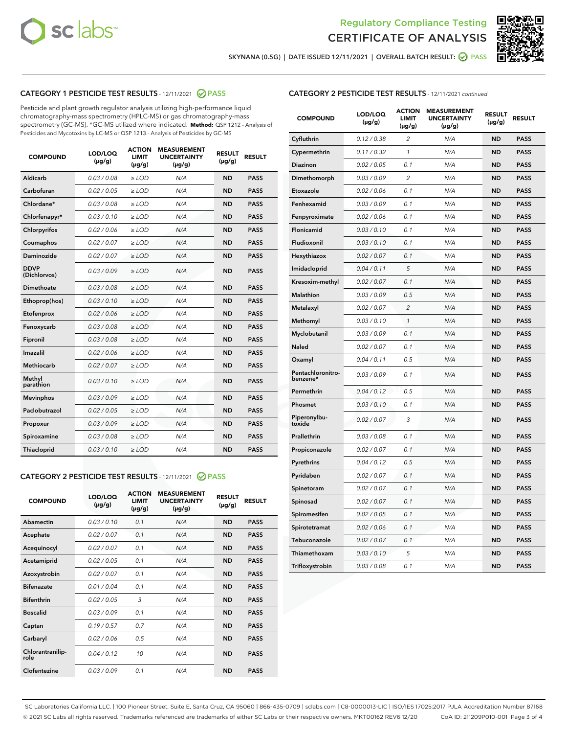# Regulatory Compliance Testing
# CERTIFICATE OF ANALYSIS

SKYNANA (0.5G) | DATE ISSUED 12/11/2021 | OVERALL BATCH RESULT: PASS

## CATEGORY 1 PESTICIDE TEST RESULTS - 12/11/2021 PASS

Pesticide and plant growth regulator analysis utilizing high-performance liquid chromatography-mass spectrometry (HPLC-MS) or gas chromatography-mass spectrometry (GC-MS). *GC-MS utilized where indicated. **Method:** QSP 1212 - Analysis of Pesticides and Mycotoxins by LC-MS or QSP 1213 - Analysis of Pesticides by GC-MS

| COMPOUND | LOD/LOQ (µg/g) | ACTION LIMIT (µg/g) | MEASUREMENT UNCERTAINTY (µg/g) | RESULT (µg/g) | RESULT |
|---|---|---|---|---|---|
| Aldicarb | 0.03 / 0.08 | ≥ LOD | N/A | ND | PASS |
| Carbofuran | 0.02 / 0.05 | ≥ LOD | N/A | ND | PASS |
| Chlordane* | 0.03 / 0.08 | ≥ LOD | N/A | ND | PASS |
| Chlorfenapyr* | 0.03 / 0.10 | ≥ LOD | N/A | ND | PASS |
| Chlorpyrifos | 0.02 / 0.06 | ≥ LOD | N/A | ND | PASS |
| Coumaphos | 0.02 / 0.07 | ≥ LOD | N/A | ND | PASS |
| Daminozide | 0.02 / 0.07 | ≥ LOD | N/A | ND | PASS |
| DDVP (Dichlorvos) | 0.03 / 0.09 | ≥ LOD | N/A | ND | PASS |
| Dimethoate | 0.03 / 0.08 | ≥ LOD | N/A | ND | PASS |
| Ethoprop(hos) | 0.03 / 0.10 | ≥ LOD | N/A | ND | PASS |
| Etofenprox | 0.02 / 0.06 | ≥ LOD | N/A | ND | PASS |
| Fenoxycarb | 0.03 / 0.08 | ≥ LOD | N/A | ND | PASS |
| Fipronil | 0.03 / 0.08 | ≥ LOD | N/A | ND | PASS |
| Imazalil | 0.02 / 0.06 | ≥ LOD | N/A | ND | PASS |
| Methiocarb | 0.02 / 0.07 | ≥ LOD | N/A | ND | PASS |
| Methyl parathion | 0.03 / 0.10 | ≥ LOD | N/A | ND | PASS |
| Mevinphos | 0.03 / 0.09 | ≥ LOD | N/A | ND | PASS |
| Paclobutrazol | 0.02 / 0.05 | ≥ LOD | N/A | ND | PASS |
| Propoxur | 0.03 / 0.09 | ≥ LOD | N/A | ND | PASS |
| Spiroxamine | 0.03 / 0.08 | ≥ LOD | N/A | ND | PASS |
| Thiacloprid | 0.03 / 0.10 | ≥ LOD | N/A | ND | PASS |

## CATEGORY 2 PESTICIDE TEST RESULTS - 12/11/2021 PASS

| COMPOUND | LOD/LOQ (µg/g) | ACTION LIMIT (µg/g) | MEASUREMENT UNCERTAINTY (µg/g) | RESULT (µg/g) | RESULT |
|---|---|---|---|---|---|
| Abamectin | 0.03 / 0.10 | 0.1 | N/A | ND | PASS |
| Acephate | 0.02 / 0.07 | 0.1 | N/A | ND | PASS |
| Acequinocyl | 0.02 / 0.07 | 0.1 | N/A | ND | PASS |
| Acetamiprid | 0.02 / 0.05 | 0.1 | N/A | ND | PASS |
| Azoxystrobin | 0.02 / 0.07 | 0.1 | N/A | ND | PASS |
| Bifenazate | 0.01 / 0.04 | 0.1 | N/A | ND | PASS |
| Bifenthrin | 0.02 / 0.05 | 3 | N/A | ND | PASS |
| Boscalid | 0.03 / 0.09 | 0.1 | N/A | ND | PASS |
| Captan | 0.19 / 0.57 | 0.7 | N/A | ND | PASS |
| Carbaryl | 0.02 / 0.06 | 0.5 | N/A | ND | PASS |
| Chlorantraniliprole | 0.04 / 0.12 | 10 | N/A | ND | PASS |
| Clofentezine | 0.03 / 0.09 | 0.1 | N/A | ND | PASS |
| Cyfluthrin | 0.12 / 0.38 | 2 | N/A | ND | PASS |
| Cypermethrin | 0.11 / 0.32 | 1 | N/A | ND | PASS |
| Diazinon | 0.02 / 0.05 | 0.1 | N/A | ND | PASS |
| Dimethomorph | 0.03 / 0.09 | 2 | N/A | ND | PASS |
| Etoxazole | 0.02 / 0.06 | 0.1 | N/A | ND | PASS |
| Fenhexamid | 0.03 / 0.09 | 0.1 | N/A | ND | PASS |
| Fenpyroximate | 0.02 / 0.06 | 0.1 | N/A | ND | PASS |
| Flonicamid | 0.03 / 0.10 | 0.1 | N/A | ND | PASS |
| Fludioxonil | 0.03 / 0.10 | 0.1 | N/A | ND | PASS |
| Hexythiazox | 0.02 / 0.07 | 0.1 | N/A | ND | PASS |
| Imidacloprid | 0.04 / 0.11 | 5 | N/A | ND | PASS |
| Kresoxim-methyl | 0.02 / 0.07 | 0.1 | N/A | ND | PASS |
| Malathion | 0.03 / 0.09 | 0.5 | N/A | ND | PASS |
| Metalaxyl | 0.02 / 0.07 | 2 | N/A | ND | PASS |
| Methomyl | 0.03 / 0.10 | 1 | N/A | ND | PASS |
| Myclobutanil | 0.03 / 0.09 | 0.1 | N/A | ND | PASS |
| Naled | 0.02 / 0.07 | 0.1 | N/A | ND | PASS |
| Oxamyl | 0.04 / 0.11 | 0.5 | N/A | ND | PASS |
| Pentachloronitrobenzene* | 0.03 / 0.09 | 0.1 | N/A | ND | PASS |
| Permethrin | 0.04 / 0.12 | 0.5 | N/A | ND | PASS |
| Phosmet | 0.03 / 0.10 | 0.1 | N/A | ND | PASS |
| Piperonylbutoxide | 0.02 / 0.07 | 3 | N/A | ND | PASS |
| Prallethrin | 0.03 / 0.08 | 0.1 | N/A | ND | PASS |
| Propiconazole | 0.02 / 0.07 | 0.1 | N/A | ND | PASS |
| Pyrethrins | 0.04 / 0.12 | 0.5 | N/A | ND | PASS |
| Pyridaben | 0.02 / 0.07 | 0.1 | N/A | ND | PASS |
| Spinetoram | 0.02 / 0.07 | 0.1 | N/A | ND | PASS |
| Spinosad | 0.02 / 0.07 | 0.1 | N/A | ND | PASS |
| Spiromesifen | 0.02 / 0.05 | 0.1 | N/A | ND | PASS |
| Spirotetramat | 0.02 / 0.06 | 0.1 | N/A | ND | PASS |
| Tebuconazole | 0.02 / 0.07 | 0.1 | N/A | ND | PASS |
| Thiamethoxam | 0.03 / 0.10 | 5 | N/A | ND | PASS |
| Trifloxystrobin | 0.03 / 0.08 | 0.1 | N/A | ND | PASS |

SC Laboratories California LLC. | 100 Pioneer Street, Suite E, Santa Cruz, CA 95060 | 866-435-0709 | sclabs.com | C8-0000013-LIC | ISO/IES 17025:2017 PJLA Accreditation Number 87168
© 2021 SC Labs all rights reserved. Trademarks referenced are trademarks of either SC Labs or their respective owners. MKT00162 REV6 12/20 CoA ID: 211209P010-001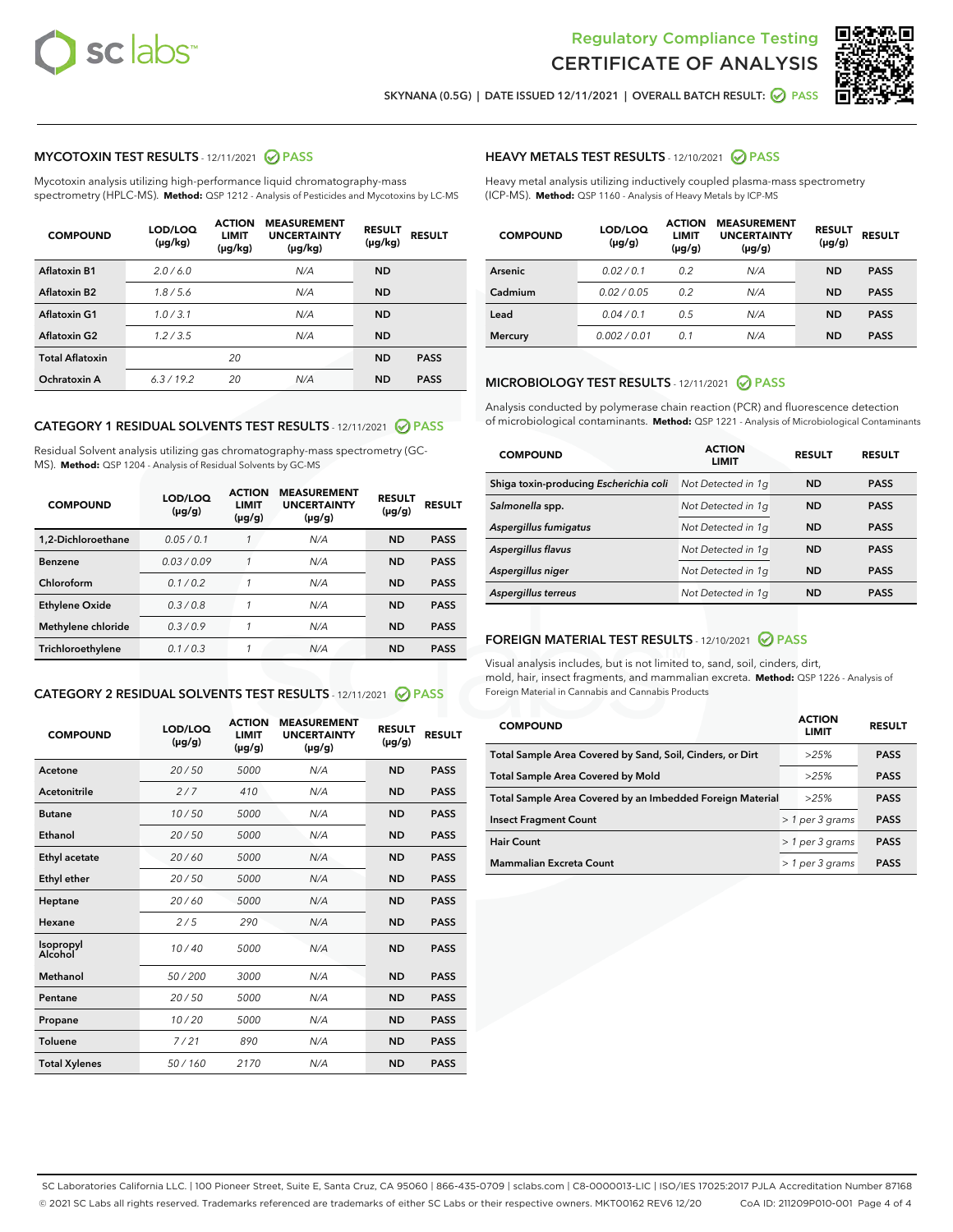Regulatory Compliance Testing
CERTIFICATE OF ANALYSIS

SKYNANA (0.5G) | DATE ISSUED 12/11/2021 | OVERALL BATCH RESULT: PASS

## MYCOTOXIN TEST RESULTS - 12/11/2021 PASS

Mycotoxin analysis utilizing high-performance liquid chromatography-mass spectrometry (HPLC-MS). **Method:** QSP 1212 - Analysis of Pesticides and Mycotoxins by LC-MS

| COMPOUND | LOD/LOQ (µg/kg) | ACTION LIMIT (µg/kg) | MEASUREMENT UNCERTAINTY (µg/kg) | RESULT (µg/kg) | RESULT |
|---|---|---|---|---|---|
| Aflatoxin B1 | 2.0 / 6.0 | | N/A | ND | |
| Aflatoxin B2 | 1.8 / 5.6 | | N/A | ND | |
| Aflatoxin G1 | 1.0 / 3.1 | | N/A | ND | |
| Aflatoxin G2 | 1.2 / 3.5 | | N/A | ND | |
| Total Aflatoxin | | 20 | | ND | PASS |
| Ochratoxin A | 6.3 / 19.2 | 20 | N/A | ND | PASS |

## CATEGORY 1 RESIDUAL SOLVENTS TEST RESULTS - 12/11/2021 PASS

Residual Solvent analysis utilizing gas chromatography-mass spectrometry (GC-MS). **Method:** QSP 1204 - Analysis of Residual Solvents by GC-MS

| COMPOUND | LOD/LOQ (µg/g) | ACTION LIMIT (µg/g) | MEASUREMENT UNCERTAINTY (µg/g) | RESULT (µg/g) | RESULT |
|---|---|---|---|---|---|
| 1,2-Dichloroethane | 0.05 / 0.1 | 1 | N/A | ND | PASS |
| Benzene | 0.03 / 0.09 | 1 | N/A | ND | PASS |
| Chloroform | 0.1 / 0.2 | 1 | N/A | ND | PASS |
| Ethylene Oxide | 0.3 / 0.8 | 1 | N/A | ND | PASS |
| Methylene chloride | 0.3 / 0.9 | 1 | N/A | ND | PASS |
| Trichloroethylene | 0.1 / 0.3 | 1 | N/A | ND | PASS |

## CATEGORY 2 RESIDUAL SOLVENTS TEST RESULTS - 12/11/2021 PASS

| COMPOUND | LOD/LOQ (µg/g) | ACTION LIMIT (µg/g) | MEASUREMENT UNCERTAINTY (µg/g) | RESULT (µg/g) | RESULT |
|---|---|---|---|---|---|
| Acetone | 20 / 50 | 5000 | N/A | ND | PASS |
| Acetonitrile | 2 / 7 | 410 | N/A | ND | PASS |
| Butane | 10 / 50 | 5000 | N/A | ND | PASS |
| Ethanol | 20 / 50 | 5000 | N/A | ND | PASS |
| Ethyl acetate | 20 / 60 | 5000 | N/A | ND | PASS |
| Ethyl ether | 20 / 50 | 5000 | N/A | ND | PASS |
| Heptane | 20 / 60 | 5000 | N/A | ND | PASS |
| Hexane | 2 / 5 | 290 | N/A | ND | PASS |
| Isopropyl Alcohol | 10 / 40 | 5000 | N/A | ND | PASS |
| Methanol | 50 / 200 | 3000 | N/A | ND | PASS |
| Pentane | 20 / 50 | 5000 | N/A | ND | PASS |
| Propane | 10 / 20 | 5000 | N/A | ND | PASS |
| Toluene | 7 / 21 | 890 | N/A | ND | PASS |
| Total Xylenes | 50 / 160 | 2170 | N/A | ND | PASS |

## HEAVY METALS TEST RESULTS - 12/10/2021 PASS

Heavy metal analysis utilizing inductively coupled plasma-mass spectrometry (ICP-MS). **Method:** QSP 1160 - Analysis of Heavy Metals by ICP-MS

| COMPOUND | LOD/LOQ (µg/g) | ACTION LIMIT (µg/g) | MEASUREMENT UNCERTAINTY (µg/g) | RESULT (µg/g) | RESULT |
|---|---|---|---|---|---|
| Arsenic | 0.02 / 0.1 | 0.2 | N/A | ND | PASS |
| Cadmium | 0.02 / 0.05 | 0.2 | N/A | ND | PASS |
| Lead | 0.04 / 0.1 | 0.5 | N/A | ND | PASS |
| Mercury | 0.002 / 0.01 | 0.1 | N/A | ND | PASS |

## MICROBIOLOGY TEST RESULTS - 12/11/2021 PASS

Analysis conducted by polymerase chain reaction (PCR) and fluorescence detection of microbiological contaminants. **Method:** QSP 1221 - Analysis of Microbiological Contaminants

| COMPOUND | ACTION LIMIT | RESULT | RESULT |
|---|---|---|---|
| Shiga toxin-producing *Escherichia coli* | Not Detected in 1g | ND | PASS |
| *Salmonella* spp. | Not Detected in 1g | ND | PASS |
| *Aspergillus fumigatus* | Not Detected in 1g | ND | PASS |
| *Aspergillus flavus* | Not Detected in 1g | ND | PASS |
| *Aspergillus niger* | Not Detected in 1g | ND | PASS |
| *Aspergillus terreus* | Not Detected in 1g | ND | PASS |

## FOREIGN MATERIAL TEST RESULTS - 12/10/2021 PASS

Visual analysis includes, but is not limited to, sand, soil, cinders, dirt, mold, hair, insect fragments, and mammalian excreta. **Method:** QSP 1226 - Analysis of Foreign Material in Cannabis and Cannabis Products

| COMPOUND | ACTION LIMIT | RESULT |
|---|---|---|
| Total Sample Area Covered by Sand, Soil, Cinders, or Dirt | >25% | PASS |
| Total Sample Area Covered by Mold | >25% | PASS |
| Total Sample Area Covered by an Imbedded Foreign Material | >25% | PASS |
| Insect Fragment Count | > 1 per 3 grams | PASS |
| Hair Count | > 1 per 3 grams | PASS |
| Mammalian Excreta Count | > 1 per 3 grams | PASS |

SC Laboratories California LLC. | 100 Pioneer Street, Suite E, Santa Cruz, CA 95060 | 866-435-0709 | sclabs.com | C8-0000013-LIC | ISO/IES 17025:2017 PJLA Accreditation Number 87168
© 2021 SC Labs all rights reserved. Trademarks referenced are trademarks of either SC Labs or their respective owners. MKT00162 REV6 12/20 CoA ID: 211209P010-001